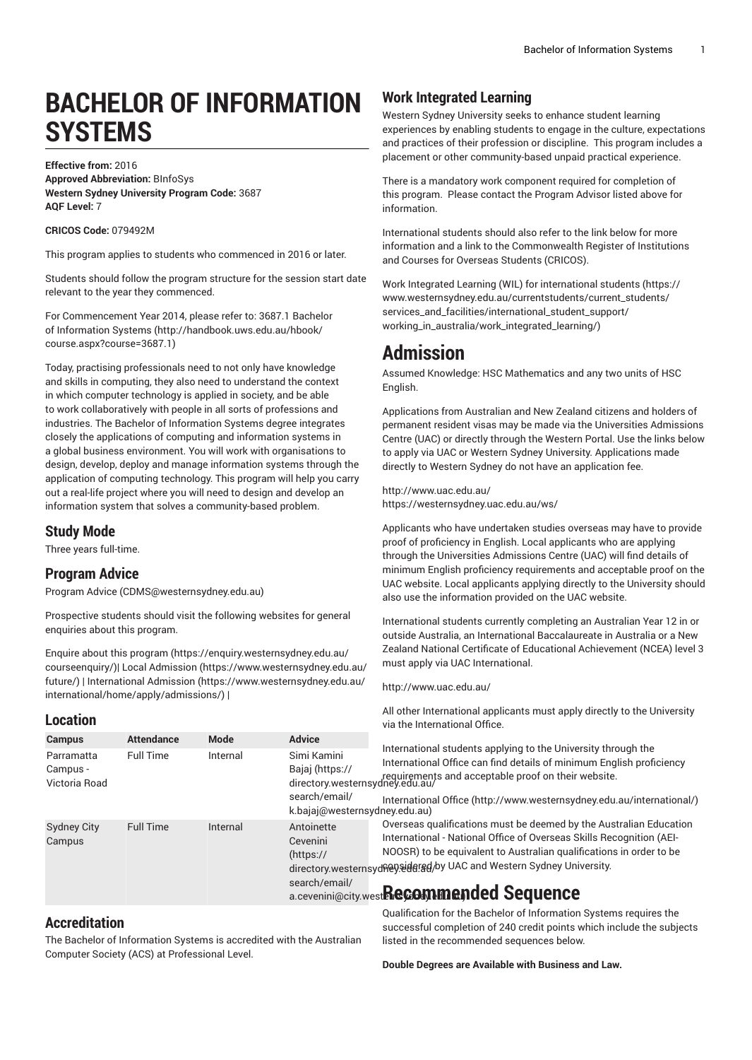# BACHELOR OF INFORMATION SYSTEMS

**Effective from:** 2016
**Approved Abbreviation:** BInfoSys
**Western Sydney University Program Code:** 3687
**AQF Level:** 7

**CRICOS Code:** 079492M

This program applies to students who commenced in 2016 or later.

Students should follow the program structure for the session start date relevant to the year they commenced.

For Commencement Year 2014, please refer to: 3687.1 Bachelor of Information Systems (http://handbook.uws.edu.au/hbook/course.aspx?course=3687.1)

Today, practising professionals need to not only have knowledge and skills in computing, they also need to understand the context in which computer technology is applied in society, and be able to work collaboratively with people in all sorts of professions and industries. The Bachelor of Information Systems degree integrates closely the applications of computing and information systems in a global business environment. You will work with organisations to design, develop, deploy and manage information systems through the application of computing technology. This program will help you carry out a real-life project where you will need to design and develop an information system that solves a community-based problem.

## Study Mode

Three years full-time.

## Program Advice

Program Advice (CDMS@westernsydney.edu.au)

Prospective students should visit the following websites for general enquiries about this program.

Enquire about this program (https://enquiry.westernsydney.edu.au/courseenquiry/)| Local Admission (https://www.westernsydney.edu.au/future/) | International Admission (https://www.westernsydney.edu.au/international/home/apply/admissions/) |

## Location

| Campus | Attendance | Mode | Advice |
|---|---|---|---|
| Parramatta Campus - Victoria Road | Full Time | Internal | Simi Kamini Bajaj (https://directory.westernsydney.edu.au/search/email/k.bajaj@westernsydney.edu.au) |
| Sydney City Campus | Full Time | Internal | Antoinette Cevenini (https://directory.westernsydney.edu.au/search/email/a.cevenini@city.westernsydney.edu.au) |

## Accreditation

The Bachelor of Information Systems is accredited with the Australian Computer Society (ACS) at Professional Level.

## Work Integrated Learning

Western Sydney University seeks to enhance student learning experiences by enabling students to engage in the culture, expectations and practices of their profession or discipline. This program includes a placement or other community-based unpaid practical experience.

There is a mandatory work component required for completion of this program. Please contact the Program Advisor listed above for information.

International students should also refer to the link below for more information and a link to the Commonwealth Register of Institutions and Courses for Overseas Students (CRICOS).

Work Integrated Learning (WIL) for international students (https://www.westernsydney.edu.au/currentstudents/current_students/services_and_facilities/international_student_support/working_in_australia/work_integrated_learning/)

# Admission

Assumed Knowledge: HSC Mathematics and any two units of HSC English.

Applications from Australian and New Zealand citizens and holders of permanent resident visas may be made via the Universities Admissions Centre (UAC) or directly through the Western Portal. Use the links below to apply via UAC or Western Sydney University. Applications made directly to Western Sydney do not have an application fee.

http://www.uac.edu.au/
https://westernsydney.uac.edu.au/ws/

Applicants who have undertaken studies overseas may have to provide proof of proficiency in English. Local applicants who are applying through the Universities Admissions Centre (UAC) will find details of minimum English proficiency requirements and acceptable proof on the UAC website. Local applicants applying directly to the University should also use the information provided on the UAC website.

International students currently completing an Australian Year 12 in or outside Australia, an International Baccalaureate in Australia or a New Zealand National Certificate of Educational Achievement (NCEA) level 3 must apply via UAC International.

http://www.uac.edu.au/

All other International applicants must apply directly to the University via the International Office.

International students applying to the University through the International Office can find details of minimum English proficiency requirements and acceptable proof on their website.

International Office (http://www.westernsydney.edu.au/international/)

Overseas qualifications must be deemed by the Australian Education International - National Office of Overseas Skills Recognition (AEI-NOOSR) to be equivalent to Australian qualifications in order to be considered by UAC and Western Sydney University.

# Recommended Sequence

Qualification for the Bachelor of Information Systems requires the successful completion of 240 credit points which include the subjects listed in the recommended sequences below.

**Double Degrees are Available with Business and Law.**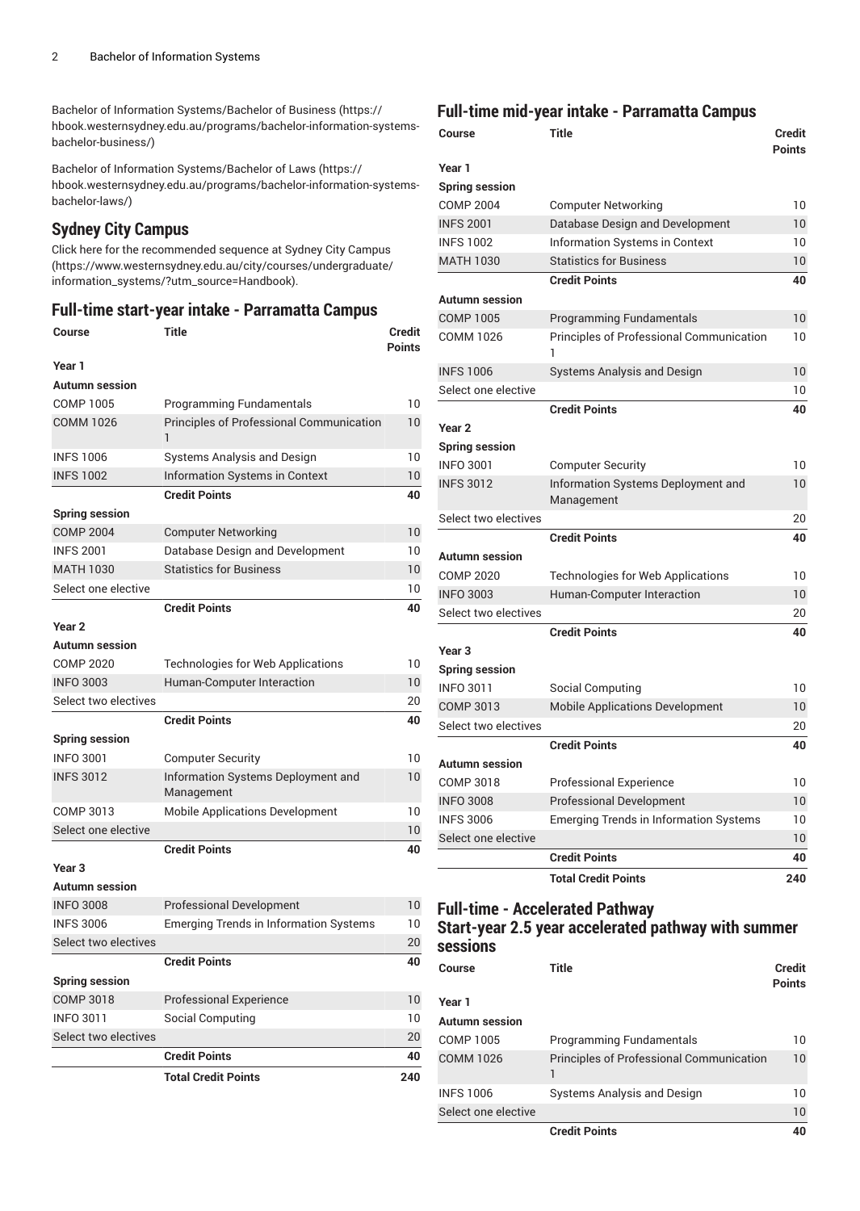Bachelor of Information Systems/Bachelor of Business (https://hbook.westernsydney.edu.au/programs/bachelor-information-systems-bachelor-business/)

Bachelor of Information Systems/Bachelor of Laws (https://hbook.westernsydney.edu.au/programs/bachelor-information-systems-bachelor-laws/)

## Sydney City Campus

Click here for the recommended sequence at Sydney City Campus (https://www.westernsydney.edu.au/city/courses/undergraduate/information_systems/?utm_source=Handbook).

## Full-time start-year intake - Parramatta Campus

| Course | Title | Credit Points |
|---|---|---|
| **Year 1** | | |
| **Autumn session** | | |
| COMP 1005 | Programming Fundamentals | 10 |
| COMM 1026 | Principles of Professional Communication 1 | 10 |
| INFS 1006 | Systems Analysis and Design | 10 |
| INFS 1002 | Information Systems in Context | 10 |
| | **Credit Points** | **40** |
| **Spring session** | | |
| COMP 2004 | Computer Networking | 10 |
| INFS 2001 | Database Design and Development | 10 |
| MATH 1030 | Statistics for Business | 10 |
| Select one elective | | 10 |
| | **Credit Points** | **40** |
| **Year 2** | | |
| **Autumn session** | | |
| COMP 2020 | Technologies for Web Applications | 10 |
| INFO 3003 | Human-Computer Interaction | 10 |
| Select two electives | | 20 |
| | **Credit Points** | **40** |
| **Spring session** | | |
| INFO 3001 | Computer Security | 10 |
| INFS 3012 | Information Systems Deployment and Management | 10 |
| COMP 3013 | Mobile Applications Development | 10 |
| Select one elective | | 10 |
| | **Credit Points** | **40** |
| **Year 3** | | |
| **Autumn session** | | |
| INFO 3008 | Professional Development | 10 |
| INFS 3006 | Emerging Trends in Information Systems | 10 |
| Select two electives | | 20 |
| | **Credit Points** | **40** |
| **Spring session** | | |
| COMP 3018 | Professional Experience | 10 |
| INFO 3011 | Social Computing | 10 |
| Select two electives | | 20 |
| | **Credit Points** | **40** |
| | **Total Credit Points** | **240** |

## Full-time mid-year intake - Parramatta Campus

| Course | Title | Credit Points |
|---|---|---|
| **Year 1** | | |
| **Spring session** | | |
| COMP 2004 | Computer Networking | 10 |
| INFS 2001 | Database Design and Development | 10 |
| INFS 1002 | Information Systems in Context | 10 |
| MATH 1030 | Statistics for Business | 10 |
| | **Credit Points** | **40** |
| **Autumn session** | | |
| COMP 1005 | Programming Fundamentals | 10 |
| COMM 1026 | Principles of Professional Communication 1 | 10 |
| INFS 1006 | Systems Analysis and Design | 10 |
| Select one elective | | 10 |
| | **Credit Points** | **40** |
| **Year 2** | | |
| **Spring session** | | |
| INFO 3001 | Computer Security | 10 |
| INFS 3012 | Information Systems Deployment and Management | 10 |
| Select two electives | | 20 |
| | **Credit Points** | **40** |
| **Autumn session** | | |
| COMP 2020 | Technologies for Web Applications | 10 |
| INFO 3003 | Human-Computer Interaction | 10 |
| Select two electives | | 20 |
| | **Credit Points** | **40** |
| **Year 3** | | |
| **Spring session** | | |
| INFO 3011 | Social Computing | 10 |
| COMP 3013 | Mobile Applications Development | 10 |
| Select two electives | | 20 |
| | **Credit Points** | **40** |
| **Autumn session** | | |
| COMP 3018 | Professional Experience | 10 |
| INFO 3008 | Professional Development | 10 |
| INFS 3006 | Emerging Trends in Information Systems | 10 |
| Select one elective | | 10 |
| | **Credit Points** | **40** |
| | **Total Credit Points** | **240** |

## Full-time - Accelerated Pathway

### Start-year 2.5 year accelerated pathway with summer sessions

| Course | Title | Credit Points |
|---|---|---|
| **Year 1** | | |
| **Autumn session** | | |
| COMP 1005 | Programming Fundamentals | 10 |
| COMM 1026 | Principles of Professional Communication 1 | 10 |
| INFS 1006 | Systems Analysis and Design | 10 |
| Select one elective | | 10 |
| | **Credit Points** | **40** |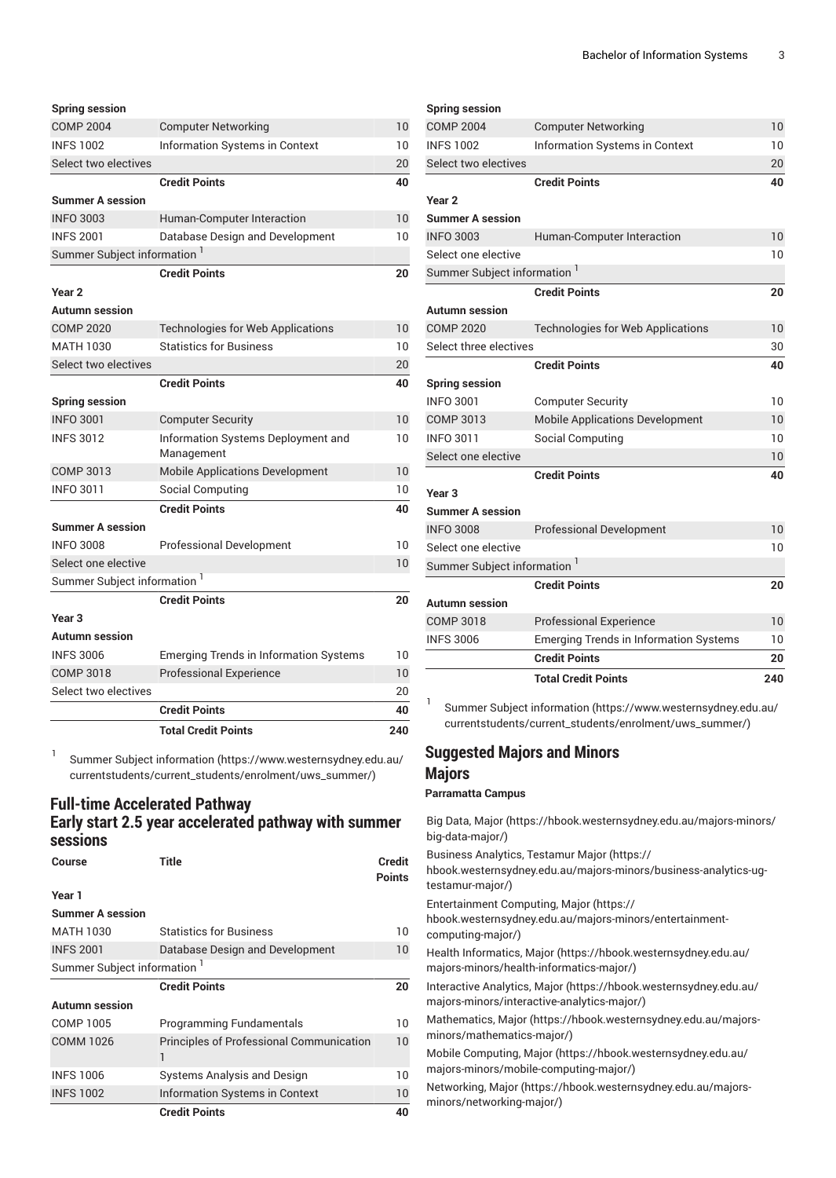| | | |
|---|---|---|
| **Spring session** | | |
| COMP 2004 | Computer Networking | 10 |
| INFS 1002 | Information Systems in Context | 10 |
| Select two electives | | 20 |
| | **Credit Points** | **40** |
| **Summer A session** | | |
| INFO 3003 | Human-Computer Interaction | 10 |
| INFS 2001 | Database Design and Development | 10 |
| Summer Subject information [1] | | |
| | **Credit Points** | **20** |
| **Year 2** | | |
| **Autumn session** | | |
| COMP 2020 | Technologies for Web Applications | 10 |
| MATH 1030 | Statistics for Business | 10 |
| Select two electives | | 20 |
| | **Credit Points** | **40** |
| **Spring session** | | |
| INFO 3001 | Computer Security | 10 |
| INFS 3012 | Information Systems Deployment and Management | 10 |
| COMP 3013 | Mobile Applications Development | 10 |
| INFO 3011 | Social Computing | 10 |
| | **Credit Points** | **40** |
| **Summer A session** | | |
| INFO 3008 | Professional Development | 10 |
| Select one elective | | 10 |
| Summer Subject information [1] | | |
| | **Credit Points** | **20** |
| **Year 3** | | |
| **Autumn session** | | |
| INFS 3006 | Emerging Trends in Information Systems | 10 |
| COMP 3018 | Professional Experience | 10 |
| Select two electives | | 20 |
| | **Credit Points** | **40** |
| | **Total Credit Points** | **240** |

[1] Summer Subject information (https://www.westernsydney.edu.au/currentstudents/current_students/enrolment/uws_summer/)

## Full-time Accelerated Pathway

## Early start 2.5 year accelerated pathway with summer sessions

| Course | Title | Credit Points |
|---|---|---|
| **Year 1** | | |
| **Summer A session** | | |
| MATH 1030 | Statistics for Business | 10 |
| INFS 2001 | Database Design and Development | 10 |
| Summer Subject information [1] | | |
| | **Credit Points** | **20** |
| **Autumn session** | | |
| COMP 1005 | Programming Fundamentals | 10 |
| COMM 1026 | Principles of Professional Communication 1 | 10 |
| INFS 1006 | Systems Analysis and Design | 10 |
| INFS 1002 | Information Systems in Context | 10 |
| | **Credit Points** | **40** |
| **Spring session** | | |
| COMP 2004 | Computer Networking | 10 |
| INFS 1002 | Information Systems in Context | 10 |
| Select two electives | | 20 |
| | **Credit Points** | **40** |
| **Year 2** | | |
| **Summer A session** | | |
| INFO 3003 | Human-Computer Interaction | 10 |
| Select one elective | | 10 |
| Summer Subject information [1] | | |
| | **Credit Points** | **20** |
| **Autumn session** | | |
| COMP 2020 | Technologies for Web Applications | 10 |
| Select three electives | | 30 |
| | **Credit Points** | **40** |
| **Spring session** | | |
| INFO 3001 | Computer Security | 10 |
| COMP 3013 | Mobile Applications Development | 10 |
| INFO 3011 | Social Computing | 10 |
| Select one elective | | 10 |
| | **Credit Points** | **40** |
| **Year 3** | | |
| **Summer A session** | | |
| INFO 3008 | Professional Development | 10 |
| Select one elective | | 10 |
| Summer Subject information [1] | | |
| | **Credit Points** | **20** |
| **Autumn session** | | |
| COMP 3018 | Professional Experience | 10 |
| INFS 3006 | Emerging Trends in Information Systems | 10 |
| | **Credit Points** | **20** |
| | **Total Credit Points** | **240** |

[1] Summer Subject information (https://www.westernsydney.edu.au/currentstudents/current_students/enrolment/uws_summer/)

## Suggested Majors and Minors

## Majors

**Parramatta Campus**

Big Data, Major (https://hbook.westernsydney.edu.au/majors-minors/big-data-major/)

Business Analytics, Testamur Major (https://hbook.westernsydney.edu.au/majors-minors/business-analytics-ug-testamur-major/)

Entertainment Computing, Major (https://hbook.westernsydney.edu.au/majors-minors/entertainment-computing-major/)

Health Informatics, Major (https://hbook.westernsydney.edu.au/majors-minors/health-informatics-major/)

Interactive Analytics, Major (https://hbook.westernsydney.edu.au/majors-minors/interactive-analytics-major/)

Mathematics, Major (https://hbook.westernsydney.edu.au/majors-minors/mathematics-major/)

Mobile Computing, Major (https://hbook.westernsydney.edu.au/majors-minors/mobile-computing-major/)

Networking, Major (https://hbook.westernsydney.edu.au/majors-minors/networking-major/)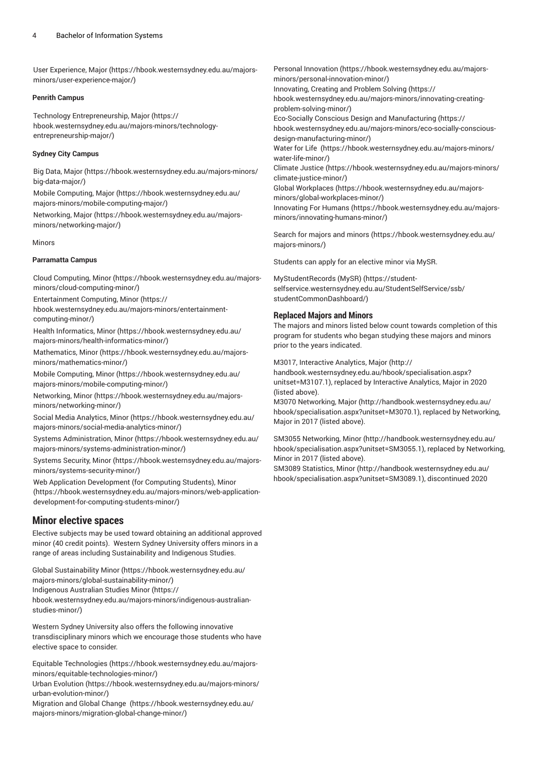User Experience, Major (https://hbook.westernsydney.edu.au/majors-minors/user-experience-major/)

**Penrith Campus**

Technology Entrepreneurship, Major (https://hbook.westernsydney.edu.au/majors-minors/technology-entrepreneurship-major/)

**Sydney City Campus**

Big Data, Major (https://hbook.westernsydney.edu.au/majors-minors/big-data-major/)

Mobile Computing, Major (https://hbook.westernsydney.edu.au/majors-minors/mobile-computing-major/)

Networking, Major (https://hbook.westernsydney.edu.au/majors-minors/networking-major/)

Minors

**Parramatta Campus**

Cloud Computing, Minor (https://hbook.westernsydney.edu.au/majors-minors/cloud-computing-minor/)

Entertainment Computing, Minor (https://hbook.westernsydney.edu.au/majors-minors/entertainment-computing-minor/)

Health Informatics, Minor (https://hbook.westernsydney.edu.au/majors-minors/health-informatics-minor/)

Mathematics, Minor (https://hbook.westernsydney.edu.au/majors-minors/mathematics-minor/)

Mobile Computing, Minor (https://hbook.westernsydney.edu.au/majors-minors/mobile-computing-minor/)

Networking, Minor (https://hbook.westernsydney.edu.au/majors-minors/networking-minor/)

Social Media Analytics, Minor (https://hbook.westernsydney.edu.au/majors-minors/social-media-analytics-minor/)

Systems Administration, Minor (https://hbook.westernsydney.edu.au/majors-minors/systems-administration-minor/)

Systems Security, Minor (https://hbook.westernsydney.edu.au/majors-minors/systems-security-minor/)

Web Application Development (for Computing Students), Minor (https://hbook.westernsydney.edu.au/majors-minors/web-application-development-for-computing-students-minor/)

## Minor elective spaces

Elective subjects may be used toward obtaining an additional approved minor (40 credit points). Western Sydney University offers minors in a range of areas including Sustainability and Indigenous Studies.

Global Sustainability Minor (https://hbook.westernsydney.edu.au/majors-minors/global-sustainability-minor/)
Indigenous Australian Studies Minor (https://hbook.westernsydney.edu.au/majors-minors/indigenous-australian-studies-minor/)

Western Sydney University also offers the following innovative transdisciplinary minors which we encourage those students who have elective space to consider.

Equitable Technologies (https://hbook.westernsydney.edu.au/majors-minors/equitable-technologies-minor/)
Urban Evolution (https://hbook.westernsydney.edu.au/majors-minors/urban-evolution-minor/)
Migration and Global Change (https://hbook.westernsydney.edu.au/majors-minors/migration-global-change-minor/)
Personal Innovation (https://hbook.westernsydney.edu.au/majors-minors/personal-innovation-minor/)
Innovating, Creating and Problem Solving (https://hbook.westernsydney.edu.au/majors-minors/innovating-creating-problem-solving-minor/)
Eco-Socially Conscious Design and Manufacturing (https://hbook.westernsydney.edu.au/majors-minors/eco-socially-conscious-design-manufacturing-minor/)
Water for Life (https://hbook.westernsydney.edu.au/majors-minors/water-life-minor/)
Climate Justice (https://hbook.westernsydney.edu.au/majors-minors/climate-justice-minor/)
Global Workplaces (https://hbook.westernsydney.edu.au/majors-minors/global-workplaces-minor/)
Innovating For Humans (https://hbook.westernsydney.edu.au/majors-minors/innovating-humans-minor/)

Search for majors and minors (https://hbook.westernsydney.edu.au/majors-minors/)

Students can apply for an elective minor via MySR.

MyStudentRecords (MySR) (https://student-selfservice.westernsydney.edu.au/StudentSelfService/ssb/studentCommonDashboard/)

### Replaced Majors and Minors

The majors and minors listed below count towards completion of this program for students who began studying these majors and minors prior to the years indicated.

M3017, Interactive Analytics, Major (http://handbook.westernsydney.edu.au/hbook/specialisation.aspx?unitset=M3107.1), replaced by Interactive Analytics, Major in 2020 (listed above).
M3070 Networking, Major (http://handbook.westernsydney.edu.au/hbook/specialisation.aspx?unitset=M3070.1), replaced by Networking, Major in 2017 (listed above).

SM3055 Networking, Minor (http://handbook.westernsydney.edu.au/hbook/specialisation.aspx?unitset=SM3055.1), replaced by Networking, Minor in 2017 (listed above).
SM3089 Statistics, Minor (http://handbook.westernsydney.edu.au/hbook/specialisation.aspx?unitset=SM3089.1), discontinued 2020